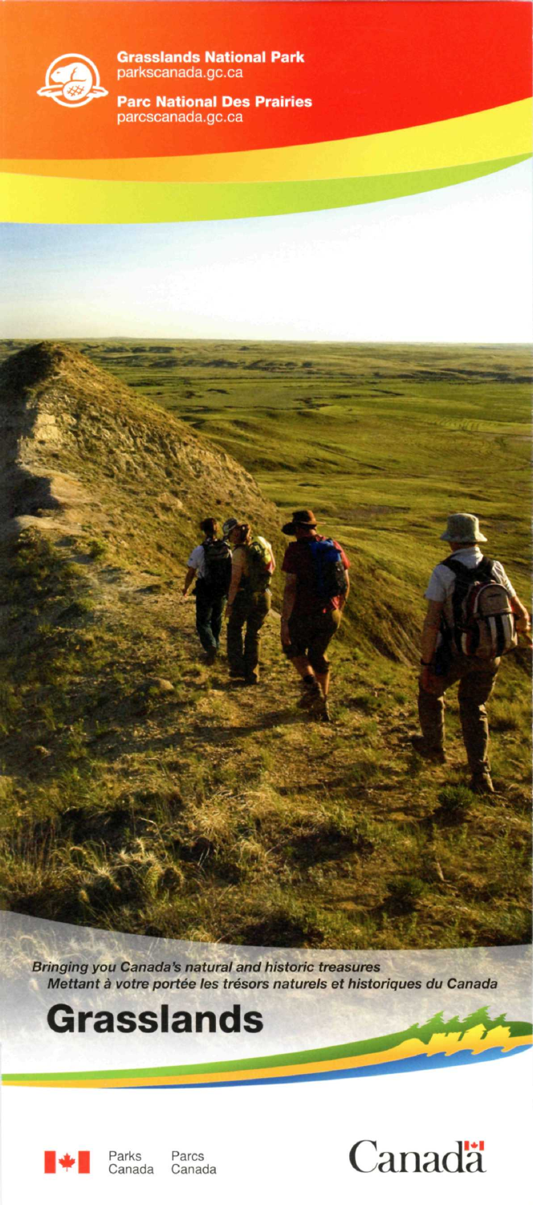**Grasslands National Park**
parkscanada.gc.ca

**Parc National Des Prairies**
parcscanada.gc.ca

*Bringing you Canada's natural and historic treasures*
*Mettant à votre portée les trésors naturels et historiques du Canada*

# Grasslands

Parks Canada Parcs Canada

Canada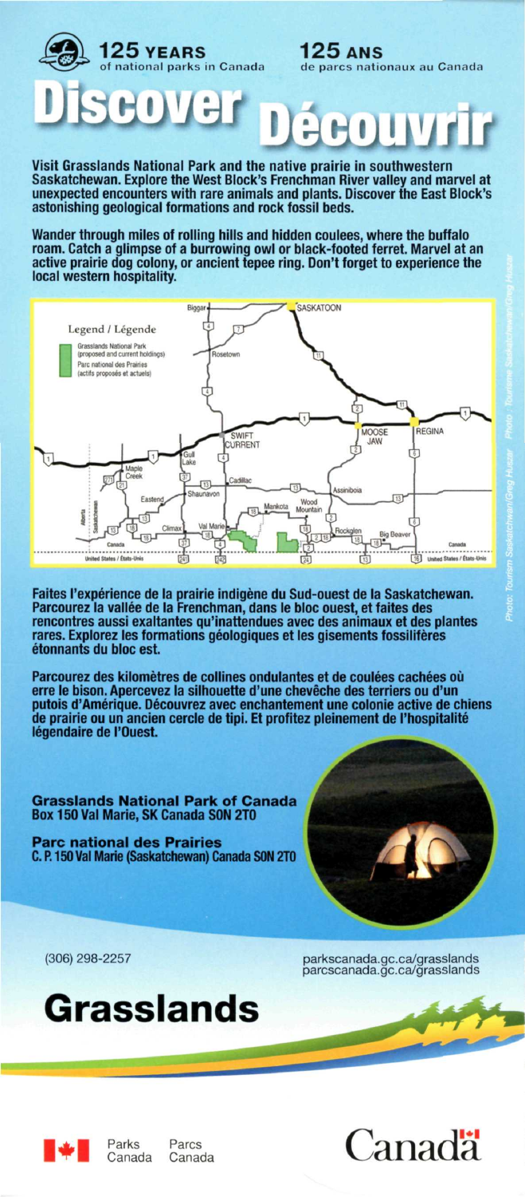**125 YEARS** of national parks in Canada

**125 ANS** de parcs nationaux au Canada

# Discover Découvrir

**Visit Grasslands National Park and the native prairie in southwestern Saskatchewan. Explore the West Block's Frenchman River valley and marvel at unexpected encounters with rare animals and plants. Discover the East Block's astonishing geological formations and rock fossil beds.**

**Wander through miles of rolling hills and hidden coulees, where the buffalo roam. Catch a glimpse of a burrowing owl or black-footed ferret. Marvel at an active prairie dog colony, or ancient tepee ring. Don't forget to experience the local western hospitality.**

Legend / Légende

Grasslands National Park (proposed and current holdings)
Parc national des Prairies (actifs proposés et actuels)

Biggar
SASKATOON
Rosetown
SWIFT CURRENT
MOOSE JAW
REGINA
Maple Creek
Gull Lake
Cadillac
Eastend
Shaunavon
Assiniboia
Mankota
Wood Mountain
Climax
Val Marie
Rockglen
Big Beaver
Alberta
Saskatchewan
Canada
United States / États-Unis
1
4
7
11
2
6
21
37
13
18
271
2
4
24
36
13
18
6
241
242

**Faites l'expérience de la prairie indigène du Sud-ouest de la Saskatchewan. Parcourez la vallée de la Frenchman, dans le bloc ouest, et faites des rencontres aussi exaltantes qu'inattendues avec des animaux et des plantes rares. Explorez les formations géologiques et les gisements fossilifères étonnants du bloc est.**

**Parcourez des kilomètres de collines ondulantes et de coulées cachées où erre le bison. Apercevez la silhouette d'une chevêche des terriers ou d'un putois d'Amérique. Découvrez avec enchantement une colonie active de chiens de prairie ou un ancien cercle de tipi. Et profitez pleinement de l'hospitalité légendaire de l'Ouest.**

**Grasslands National Park of Canada**
**Box 150 Val Marie, SK Canada S0N 2T0**

**Parc national des Prairies**
**C. P. 150 Val Marie (Saskatchewan) Canada S0N 2T0**

(306) 298-2257

parkscanada.gc.ca/grasslands
parcscanada.gc.ca/grasslands

# Grasslands

Photo: Tourism Saskatchewan/Greg Huszar Photo : Tourisme Saskatchewan/Greg Huszar

Parks Canada Parcs Canada

Canada